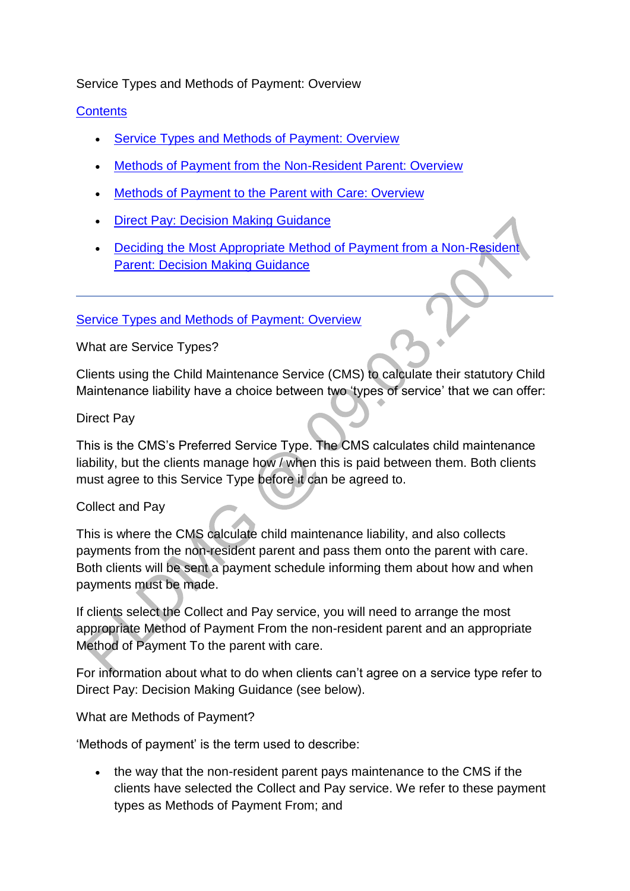Service Types and Methods of Payment: Overview

[Contents]

- [Service Types and Methods of Payment: Overview]
- [Methods of Payment from the Non-Resident Parent: Overview]
- [Methods of Payment to the Parent with Care: Overview]
- [Direct Pay: Decision Making Guidance]
- [Deciding the Most Appropriate Method of Payment from a Non-Resident Parent: Decision Making Guidance]

---

## Service Types and Methods of Payment: Overview

What are Service Types?

Clients using the Child Maintenance Service (CMS) to calculate their statutory Child Maintenance liability have a choice between two 'types of service' that we can offer:

Direct Pay

This is the CMS's Preferred Service Type. The CMS calculates child maintenance liability, but the clients manage how / when this is paid between them. Both clients must agree to this Service Type before it can be agreed to.

Collect and Pay

This is where the CMS calculate child maintenance liability, and also collects payments from the non-resident parent and pass them onto the parent with care. Both clients will be sent a payment schedule informing them about how and when payments must be made.

If clients select the Collect and Pay service, you will need to arrange the most appropriate Method of Payment From the non-resident parent and an appropriate Method of Payment To the parent with care.

For information about what to do when clients can't agree on a service type refer to Direct Pay: Decision Making Guidance (see below).

What are Methods of Payment?

'Methods of payment' is the term used to describe:

- the way that the non-resident parent pays maintenance to the CMS if the clients have selected the Collect and Pay service. We refer to these payment types as Methods of Payment From; and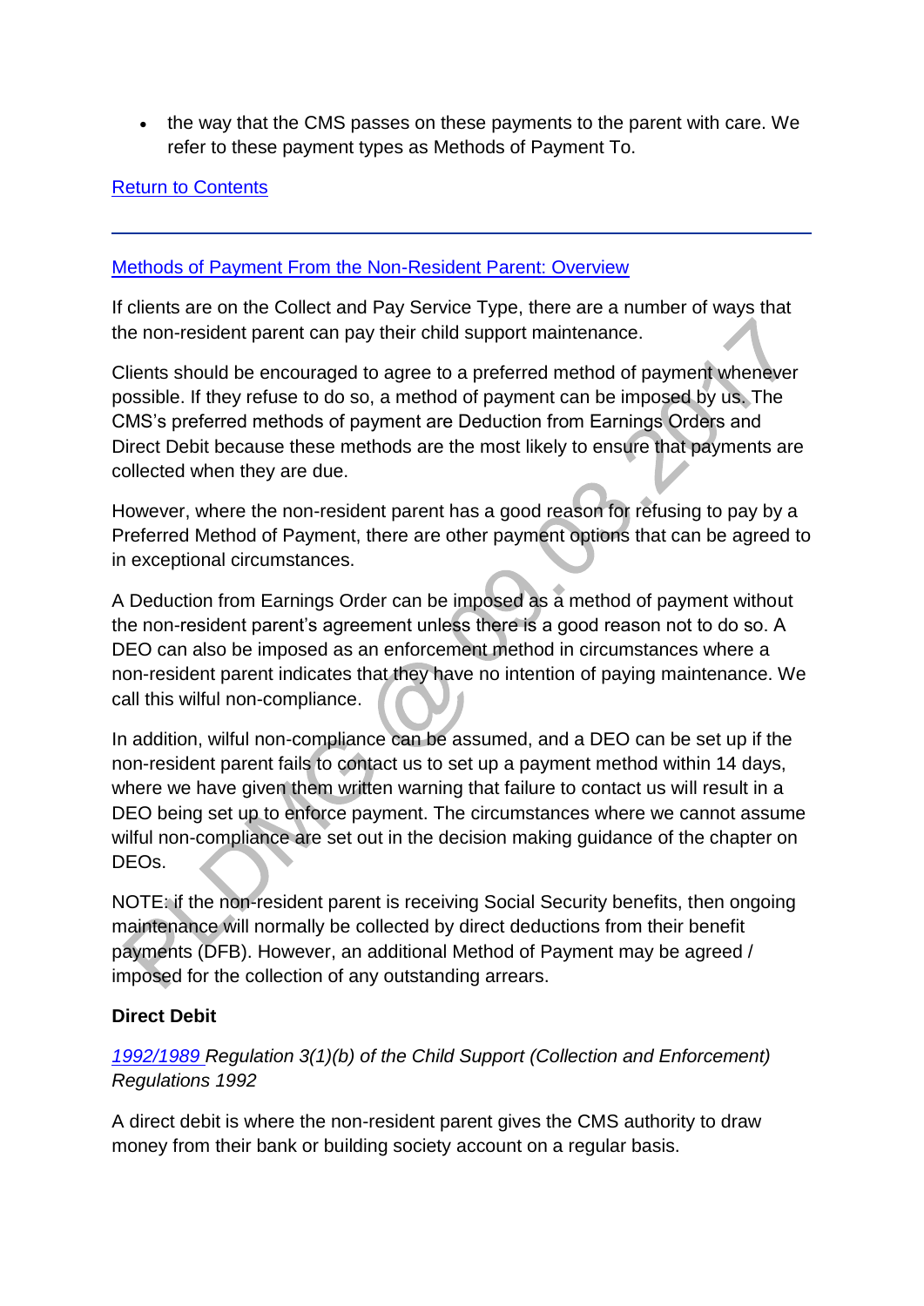- the way that the CMS passes on these payments to the parent with care. We refer to these payment types as Methods of Payment To.

Return to Contents

---

## Methods of Payment From the Non-Resident Parent: Overview

If clients are on the Collect and Pay Service Type, there are a number of ways that the non-resident parent can pay their child support maintenance.

Clients should be encouraged to agree to a preferred method of payment whenever possible. If they refuse to do so, a method of payment can be imposed by us. The CMS's preferred methods of payment are Deduction from Earnings Orders and Direct Debit because these methods are the most likely to ensure that payments are collected when they are due.

However, where the non-resident parent has a good reason for refusing to pay by a Preferred Method of Payment, there are other payment options that can be agreed to in exceptional circumstances.

A Deduction from Earnings Order can be imposed as a method of payment without the non-resident parent's agreement unless there is a good reason not to do so. A DEO can also be imposed as an enforcement method in circumstances where a non-resident parent indicates that they have no intention of paying maintenance. We call this wilful non-compliance.

In addition, wilful non-compliance can be assumed, and a DEO can be set up if the non-resident parent fails to contact us to set up a payment method within 14 days, where we have given them written warning that failure to contact us will result in a DEO being set up to enforce payment. The circumstances where we cannot assume wilful non-compliance are set out in the decision making guidance of the chapter on DEOs.

NOTE: if the non-resident parent is receiving Social Security benefits, then ongoing maintenance will normally be collected by direct deductions from their benefit payments (DFB). However, an additional Method of Payment may be agreed / imposed for the collection of any outstanding arrears.

**Direct Debit**

*1992/1989 Regulation 3(1)(b) of the Child Support (Collection and Enforcement) Regulations 1992*

A direct debit is where the non-resident parent gives the CMS authority to draw money from their bank or building society account on a regular basis.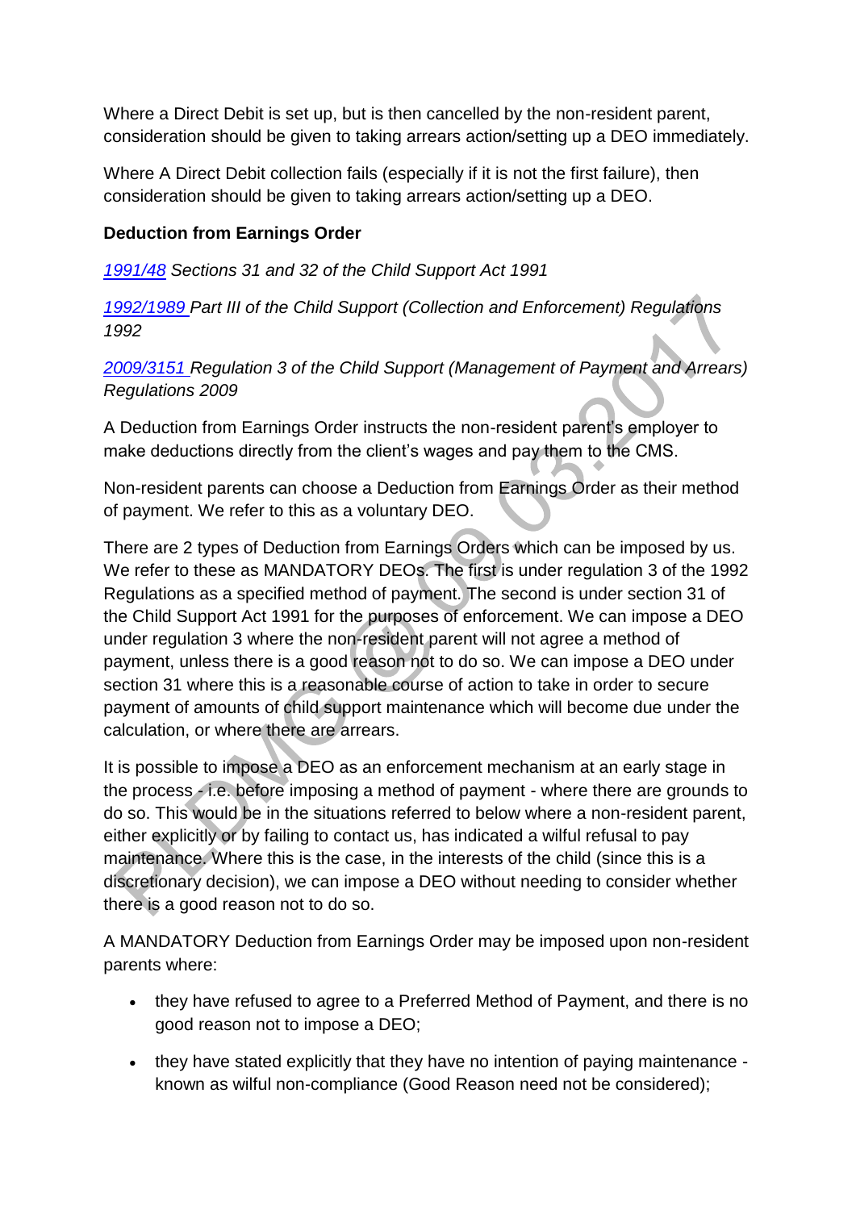Where a Direct Debit is set up, but is then cancelled by the non-resident parent, consideration should be given to taking arrears action/setting up a DEO immediately.

Where A Direct Debit collection fails (especially if it is not the first failure), then consideration should be given to taking arrears action/setting up a DEO.

**Deduction from Earnings Order**

*1991/48 Sections 31 and 32 of the Child Support Act 1991*

*1992/1989 Part III of the Child Support (Collection and Enforcement) Regulations 1992*

*2009/3151 Regulation 3 of the Child Support (Management of Payment and Arrears) Regulations 2009*

A Deduction from Earnings Order instructs the non-resident parent's employer to make deductions directly from the client's wages and pay them to the CMS.

Non-resident parents can choose a Deduction from Earnings Order as their method of payment. We refer to this as a voluntary DEO.

There are 2 types of Deduction from Earnings Orders which can be imposed by us. We refer to these as MANDATORY DEOs. The first is under regulation 3 of the 1992 Regulations as a specified method of payment. The second is under section 31 of the Child Support Act 1991 for the purposes of enforcement. We can impose a DEO under regulation 3 where the non-resident parent will not agree a method of payment, unless there is a good reason not to do so. We can impose a DEO under section 31 where this is a reasonable course of action to take in order to secure payment of amounts of child support maintenance which will become due under the calculation, or where there are arrears.

It is possible to impose a DEO as an enforcement mechanism at an early stage in the process - i.e. before imposing a method of payment - where there are grounds to do so. This would be in the situations referred to below where a non-resident parent, either explicitly or by failing to contact us, has indicated a wilful refusal to pay maintenance. Where this is the case, in the interests of the child (since this is a discretionary decision), we can impose a DEO without needing to consider whether there is a good reason not to do so.

A MANDATORY Deduction from Earnings Order may be imposed upon non-resident parents where:

- they have refused to agree to a Preferred Method of Payment, and there is no good reason not to impose a DEO;
- they have stated explicitly that they have no intention of paying maintenance - known as wilful non-compliance (Good Reason need not be considered);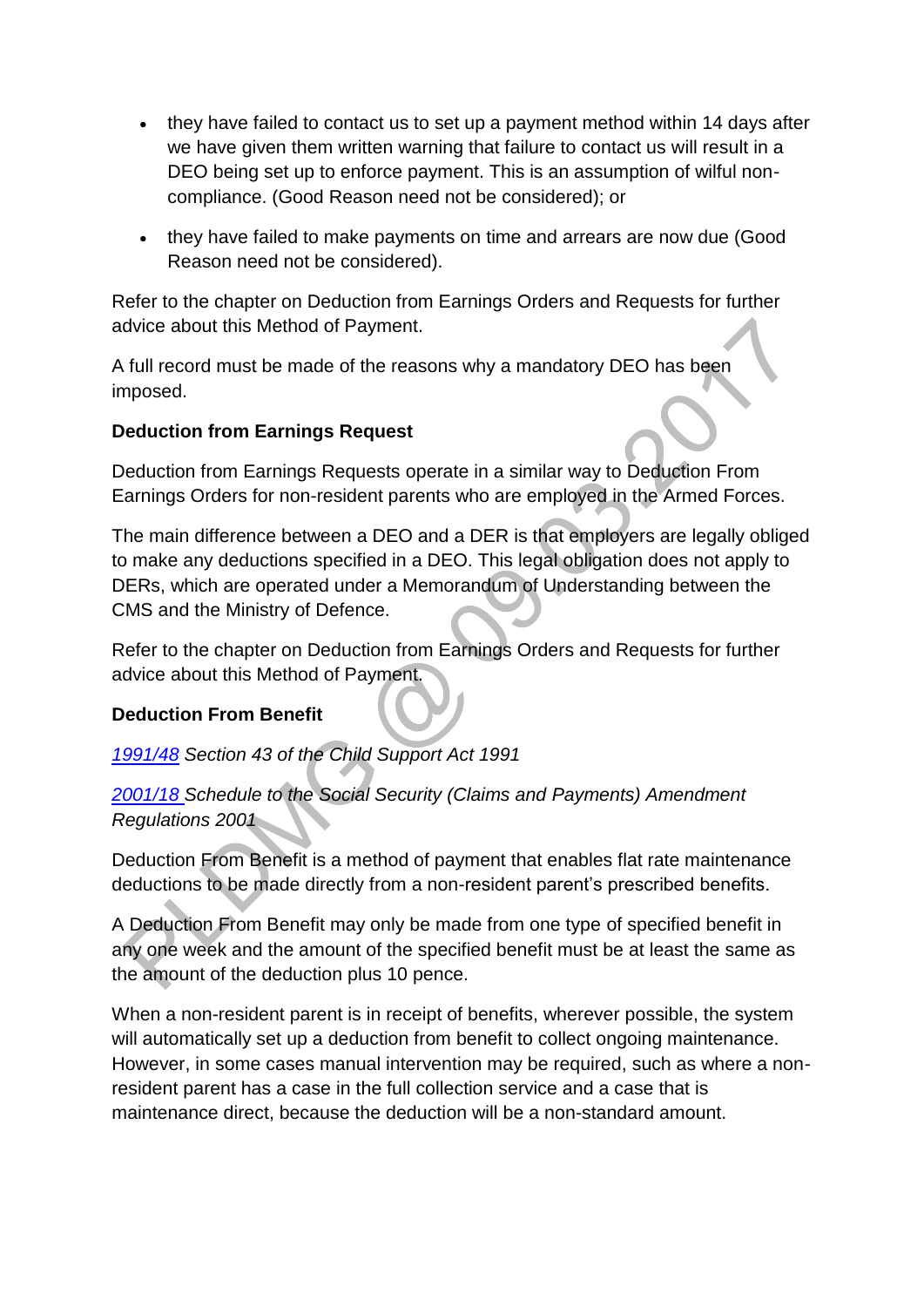- they have failed to contact us to set up a payment method within 14 days after we have given them written warning that failure to contact us will result in a DEO being set up to enforce payment. This is an assumption of wilful non-compliance. (Good Reason need not be considered); or
- they have failed to make payments on time and arrears are now due (Good Reason need not be considered).

Refer to the chapter on Deduction from Earnings Orders and Requests for further advice about this Method of Payment.

A full record must be made of the reasons why a mandatory DEO has been imposed.

**Deduction from Earnings Request**

Deduction from Earnings Requests operate in a similar way to Deduction From Earnings Orders for non-resident parents who are employed in the Armed Forces.

The main difference between a DEO and a DER is that employers are legally obliged to make any deductions specified in a DEO. This legal obligation does not apply to DERs, which are operated under a Memorandum of Understanding between the CMS and the Ministry of Defence.

Refer to the chapter on Deduction from Earnings Orders and Requests for further advice about this Method of Payment.

**Deduction From Benefit**

*1991/48 Section 43 of the Child Support Act 1991*

*2001/18 Schedule to the Social Security (Claims and Payments) Amendment Regulations 2001*

Deduction From Benefit is a method of payment that enables flat rate maintenance deductions to be made directly from a non-resident parent's prescribed benefits.

A Deduction From Benefit may only be made from one type of specified benefit in any one week and the amount of the specified benefit must be at least the same as the amount of the deduction plus 10 pence.

When a non-resident parent is in receipt of benefits, wherever possible, the system will automatically set up a deduction from benefit to collect ongoing maintenance. However, in some cases manual intervention may be required, such as where a non-resident parent has a case in the full collection service and a case that is maintenance direct, because the deduction will be a non-standard amount.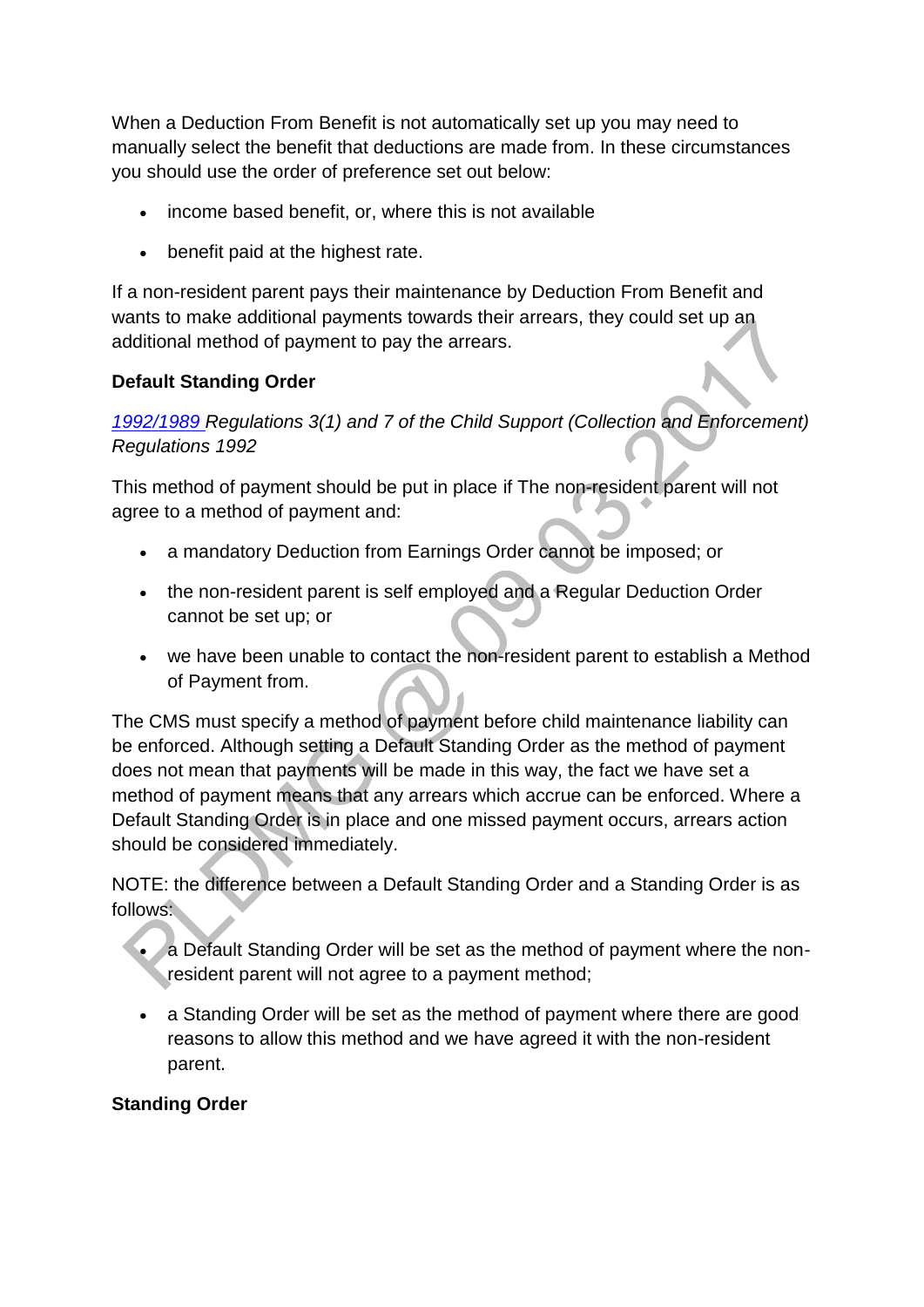When a Deduction From Benefit is not automatically set up you may need to manually select the benefit that deductions are made from. In these circumstances you should use the order of preference set out below:

- income based benefit, or, where this is not available
- benefit paid at the highest rate.

If a non-resident parent pays their maintenance by Deduction From Benefit and wants to make additional payments towards their arrears, they could set up an additional method of payment to pay the arrears.

**Default Standing Order**

*1992/1989 Regulations 3(1) and 7 of the Child Support (Collection and Enforcement) Regulations 1992*

This method of payment should be put in place if The non-resident parent will not agree to a method of payment and:

- a mandatory Deduction from Earnings Order cannot be imposed; or
- the non-resident parent is self employed and a Regular Deduction Order cannot be set up; or
- we have been unable to contact the non-resident parent to establish a Method of Payment from.

The CMS must specify a method of payment before child maintenance liability can be enforced. Although setting a Default Standing Order as the method of payment does not mean that payments will be made in this way, the fact we have set a method of payment means that any arrears which accrue can be enforced. Where a Default Standing Order is in place and one missed payment occurs, arrears action should be considered immediately.

NOTE: the difference between a Default Standing Order and a Standing Order is as follows:

- a Default Standing Order will be set as the method of payment where the non-resident parent will not agree to a payment method;
- a Standing Order will be set as the method of payment where there are good reasons to allow this method and we have agreed it with the non-resident parent.

**Standing Order**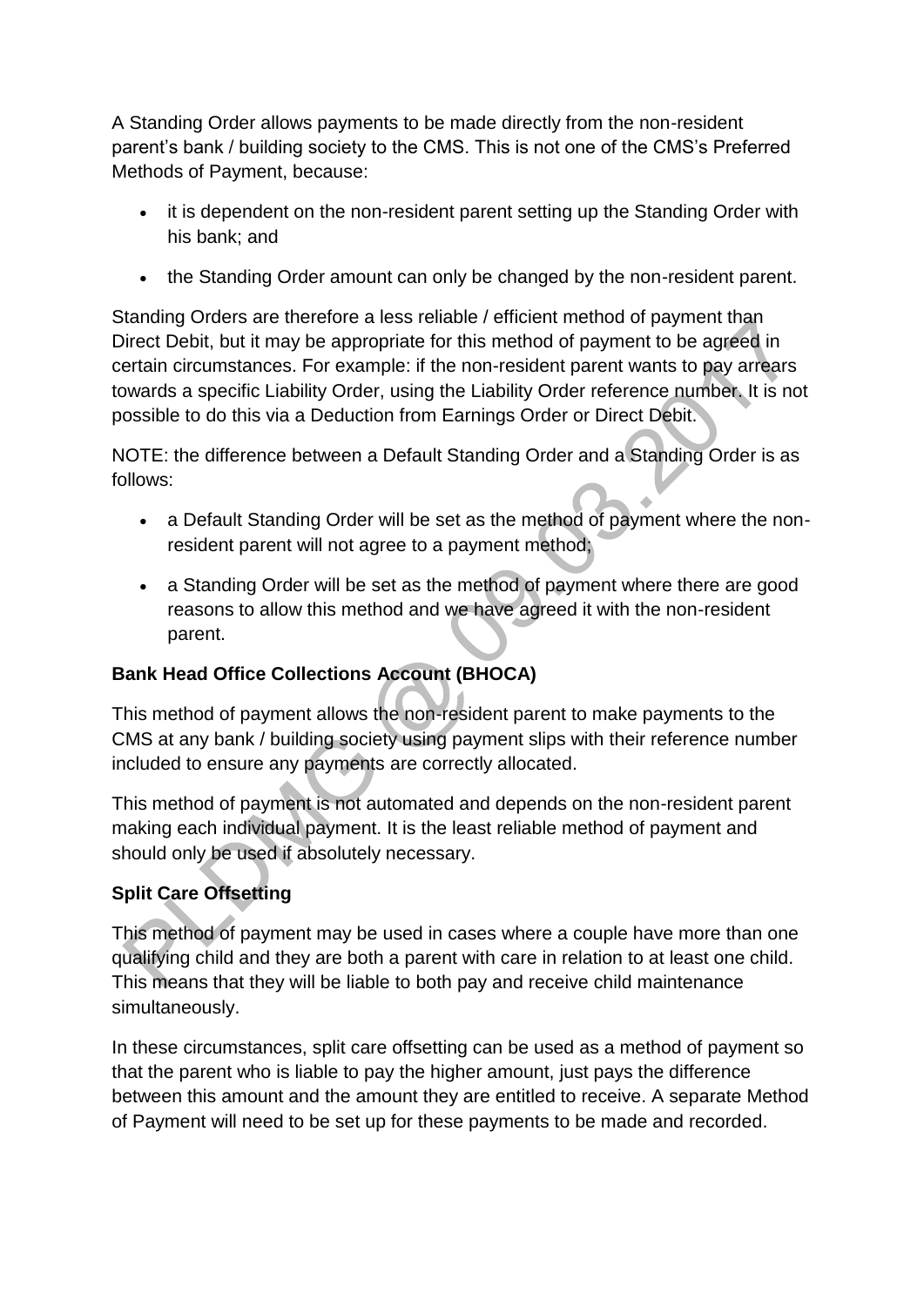A Standing Order allows payments to be made directly from the non-resident parent's bank / building society to the CMS. This is not one of the CMS's Preferred Methods of Payment, because:

- it is dependent on the non-resident parent setting up the Standing Order with his bank; and
- the Standing Order amount can only be changed by the non-resident parent.

Standing Orders are therefore a less reliable / efficient method of payment than Direct Debit, but it may be appropriate for this method of payment to be agreed in certain circumstances. For example: if the non-resident parent wants to pay arrears towards a specific Liability Order, using the Liability Order reference number. It is not possible to do this via a Deduction from Earnings Order or Direct Debit.

NOTE: the difference between a Default Standing Order and a Standing Order is as follows:

- a Default Standing Order will be set as the method of payment where the non-resident parent will not agree to a payment method;
- a Standing Order will be set as the method of payment where there are good reasons to allow this method and we have agreed it with the non-resident parent.

**Bank Head Office Collections Account (BHOCA)**

This method of payment allows the non-resident parent to make payments to the CMS at any bank / building society using payment slips with their reference number included to ensure any payments are correctly allocated.

This method of payment is not automated and depends on the non-resident parent making each individual payment. It is the least reliable method of payment and should only be used if absolutely necessary.

**Split Care Offsetting**

This method of payment may be used in cases where a couple have more than one qualifying child and they are both a parent with care in relation to at least one child. This means that they will be liable to both pay and receive child maintenance simultaneously.

In these circumstances, split care offsetting can be used as a method of payment so that the parent who is liable to pay the higher amount, just pays the difference between this amount and the amount they are entitled to receive. A separate Method of Payment will need to be set up for these payments to be made and recorded.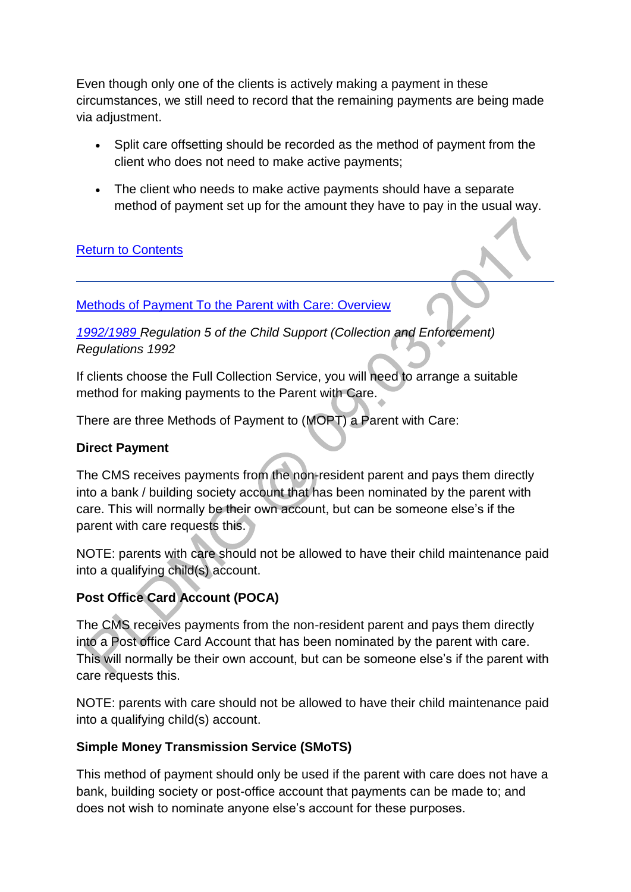Even though only one of the clients is actively making a payment in these circumstances, we still need to record that the remaining payments are being made via adjustment.

- Split care offsetting should be recorded as the method of payment from the client who does not need to make active payments;
- The client who needs to make active payments should have a separate method of payment set up for the amount they have to pay in the usual way.

Return to Contents

---

Methods of Payment To the Parent with Care: Overview

*1992/1989 Regulation 5 of the Child Support (Collection and Enforcement) Regulations 1992*

If clients choose the Full Collection Service, you will need to arrange a suitable method for making payments to the Parent with Care.

There are three Methods of Payment to (MOPT) a Parent with Care:

**Direct Payment**

The CMS receives payments from the non-resident parent and pays them directly into a bank / building society account that has been nominated by the parent with care. This will normally be their own account, but can be someone else's if the parent with care requests this.

NOTE: parents with care should not be allowed to have their child maintenance paid into a qualifying child(s) account.

**Post Office Card Account (POCA)**

The CMS receives payments from the non-resident parent and pays them directly into a Post office Card Account that has been nominated by the parent with care. This will normally be their own account, but can be someone else's if the parent with care requests this.

NOTE: parents with care should not be allowed to have their child maintenance paid into a qualifying child(s) account.

**Simple Money Transmission Service (SMoTS)**

This method of payment should only be used if the parent with care does not have a bank, building society or post-office account that payments can be made to; and does not wish to nominate anyone else's account for these purposes.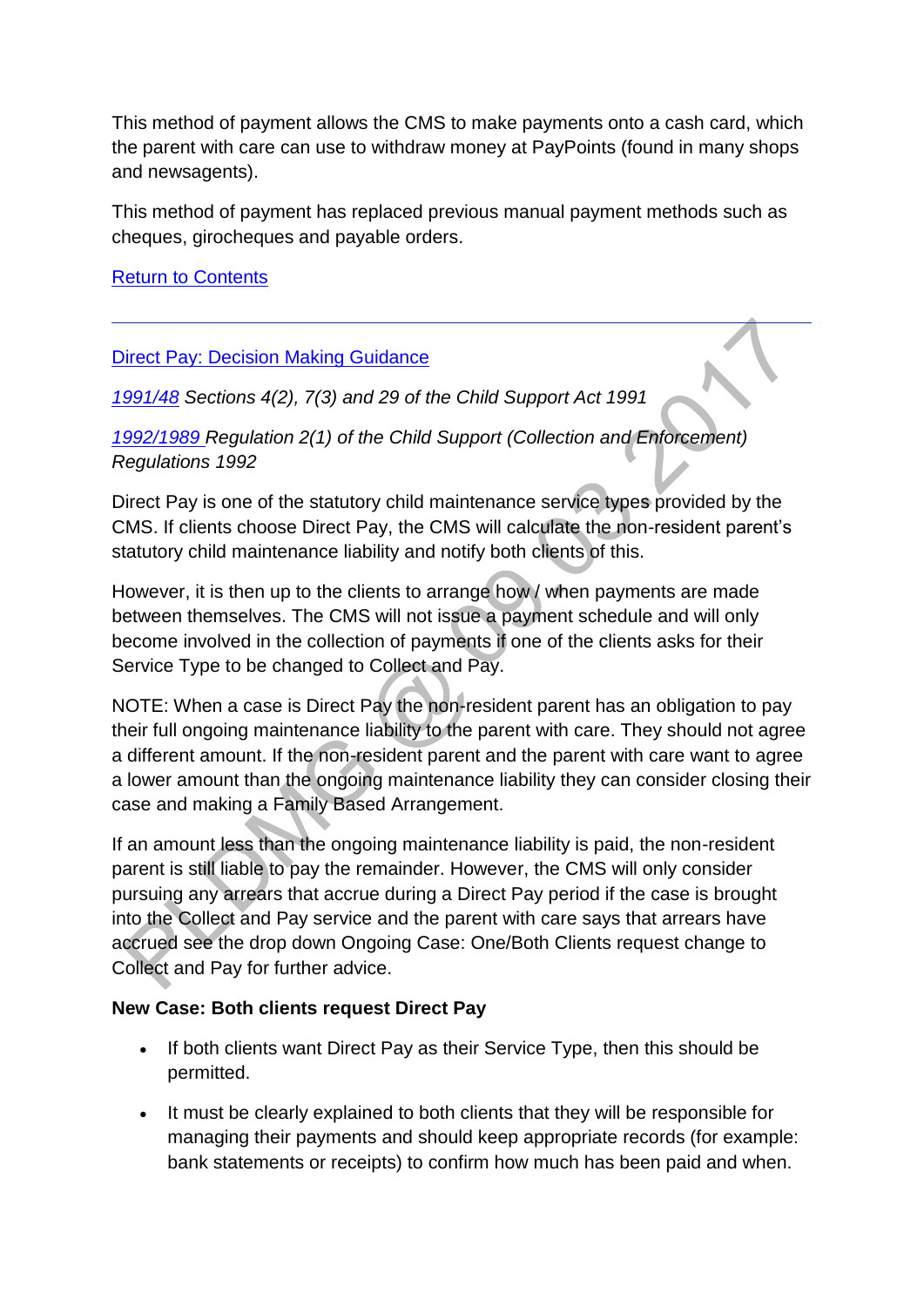This method of payment allows the CMS to make payments onto a cash card, which the parent with care can use to withdraw money at PayPoints (found in many shops and newsagents).

This method of payment has replaced previous manual payment methods such as cheques, girocheques and payable orders.

[Return to Contents]

---

[Direct Pay: Decision Making Guidance]

*[1991/48] Sections 4(2), 7(3) and 29 of the Child Support Act 1991*

*[1992/1989] Regulation 2(1) of the Child Support (Collection and Enforcement) Regulations 1992*

Direct Pay is one of the statutory child maintenance service types provided by the CMS. If clients choose Direct Pay, the CMS will calculate the non-resident parent's statutory child maintenance liability and notify both clients of this.

However, it is then up to the clients to arrange how / when payments are made between themselves. The CMS will not issue a payment schedule and will only become involved in the collection of payments if one of the clients asks for their Service Type to be changed to Collect and Pay.

NOTE: When a case is Direct Pay the non-resident parent has an obligation to pay their full ongoing maintenance liability to the parent with care. They should not agree a different amount. If the non-resident parent and the parent with care want to agree a lower amount than the ongoing maintenance liability they can consider closing their case and making a Family Based Arrangement.

If an amount less than the ongoing maintenance liability is paid, the non-resident parent is still liable to pay the remainder. However, the CMS will only consider pursuing any arrears that accrue during a Direct Pay period if the case is brought into the Collect and Pay service and the parent with care says that arrears have accrued see the drop down Ongoing Case: One/Both Clients request change to Collect and Pay for further advice.

**New Case: Both clients request Direct Pay**

- If both clients want Direct Pay as their Service Type, then this should be permitted.
- It must be clearly explained to both clients that they will be responsible for managing their payments and should keep appropriate records (for example: bank statements or receipts) to confirm how much has been paid and when.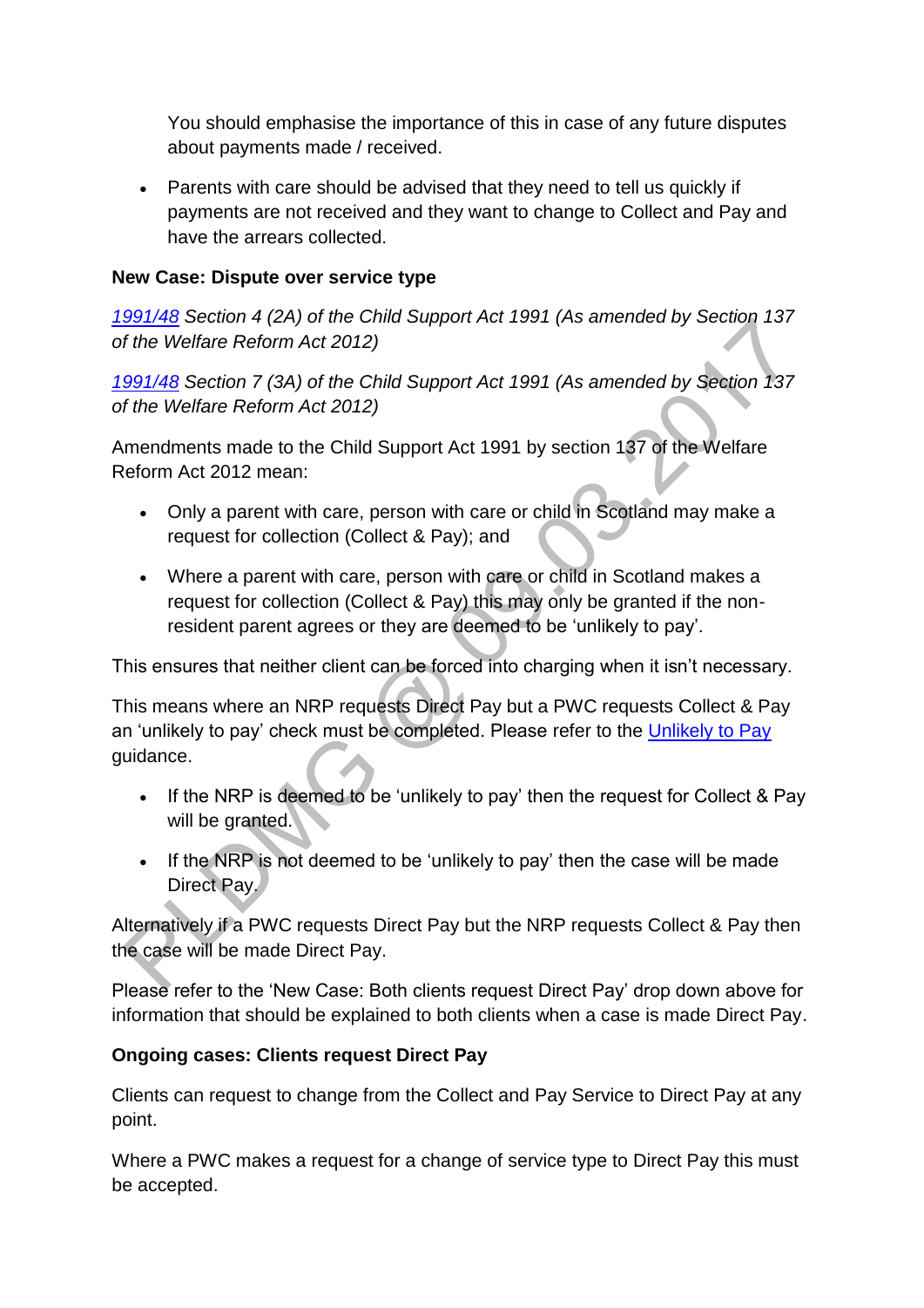You should emphasise the importance of this in case of any future disputes about payments made / received.

- Parents with care should be advised that they need to tell us quickly if payments are not received and they want to change to Collect and Pay and have the arrears collected.

**New Case: Dispute over service type**

*[1991/48](#) Section 4 (2A) of the Child Support Act 1991 (As amended by Section 137 of the Welfare Reform Act 2012)*

*[1991/48](#) Section 7 (3A) of the Child Support Act 1991 (As amended by Section 137 of the Welfare Reform Act 2012)*

Amendments made to the Child Support Act 1991 by section 137 of the Welfare Reform Act 2012 mean:

- Only a parent with care, person with care or child in Scotland may make a request for collection (Collect & Pay); and
- Where a parent with care, person with care or child in Scotland makes a request for collection (Collect & Pay) this may only be granted if the non-resident parent agrees or they are deemed to be 'unlikely to pay'.

This ensures that neither client can be forced into charging when it isn't necessary.

This means where an NRP requests Direct Pay but a PWC requests Collect & Pay an 'unlikely to pay' check must be completed. Please refer to the [Unlikely to Pay](#) guidance.

- If the NRP is deemed to be 'unlikely to pay' then the request for Collect & Pay will be granted.
- If the NRP is not deemed to be 'unlikely to pay' then the case will be made Direct Pay.

Alternatively if a PWC requests Direct Pay but the NRP requests Collect & Pay then the case will be made Direct Pay.

Please refer to the 'New Case: Both clients request Direct Pay' drop down above for information that should be explained to both clients when a case is made Direct Pay.

**Ongoing cases: Clients request Direct Pay**

Clients can request to change from the Collect and Pay Service to Direct Pay at any point.

Where a PWC makes a request for a change of service type to Direct Pay this must be accepted.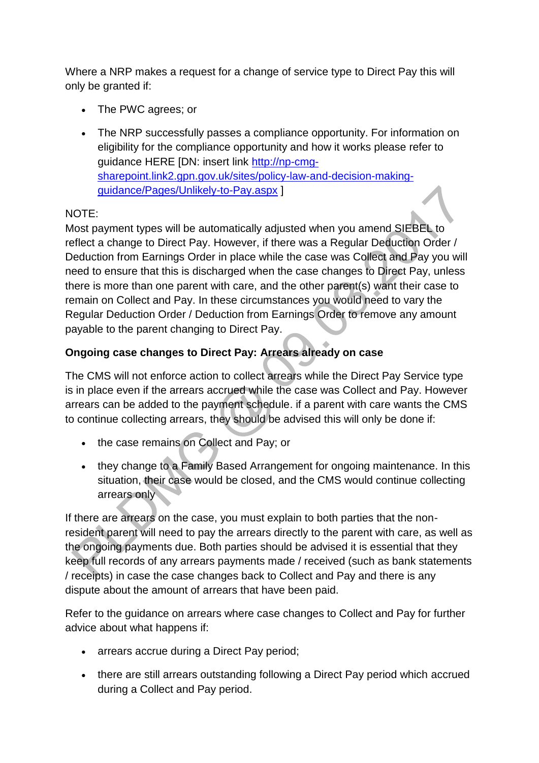Where a NRP makes a request for a change of service type to Direct Pay this will only be granted if:

- The PWC agrees; or
- The NRP successfully passes a compliance opportunity. For information on eligibility for the compliance opportunity and how it works please refer to guidance HERE [DN: insert link http://np-cmg-sharepoint.link2.gpn.gov.uk/sites/policy-law-and-decision-making-guidance/Pages/Unlikely-to-Pay.aspx ]

NOTE:
Most payment types will be automatically adjusted when you amend SIEBEL to reflect a change to Direct Pay. However, if there was a Regular Deduction Order / Deduction from Earnings Order in place while the case was Collect and Pay you will need to ensure that this is discharged when the case changes to Direct Pay, unless there is more than one parent with care, and the other parent(s) want their case to remain on Collect and Pay. In these circumstances you would need to vary the Regular Deduction Order / Deduction from Earnings Order to remove any amount payable to the parent changing to Direct Pay.

**Ongoing case changes to Direct Pay: Arrears already on case**

The CMS will not enforce action to collect arrears while the Direct Pay Service type is in place even if the arrears accrued while the case was Collect and Pay. However arrears can be added to the payment schedule. if a parent with care wants the CMS to continue collecting arrears, they should be advised this will only be done if:

- the case remains on Collect and Pay; or
- they change to a Family Based Arrangement for ongoing maintenance. In this situation, their case would be closed, and the CMS would continue collecting arrears only

If there are arrears on the case, you must explain to both parties that the non-resident parent will need to pay the arrears directly to the parent with care, as well as the ongoing payments due. Both parties should be advised it is essential that they keep full records of any arrears payments made / received (such as bank statements / receipts) in case the case changes back to Collect and Pay and there is any dispute about the amount of arrears that have been paid.

Refer to the guidance on arrears where case changes to Collect and Pay for further advice about what happens if:

- arrears accrue during a Direct Pay period;
- there are still arrears outstanding following a Direct Pay period which accrued during a Collect and Pay period.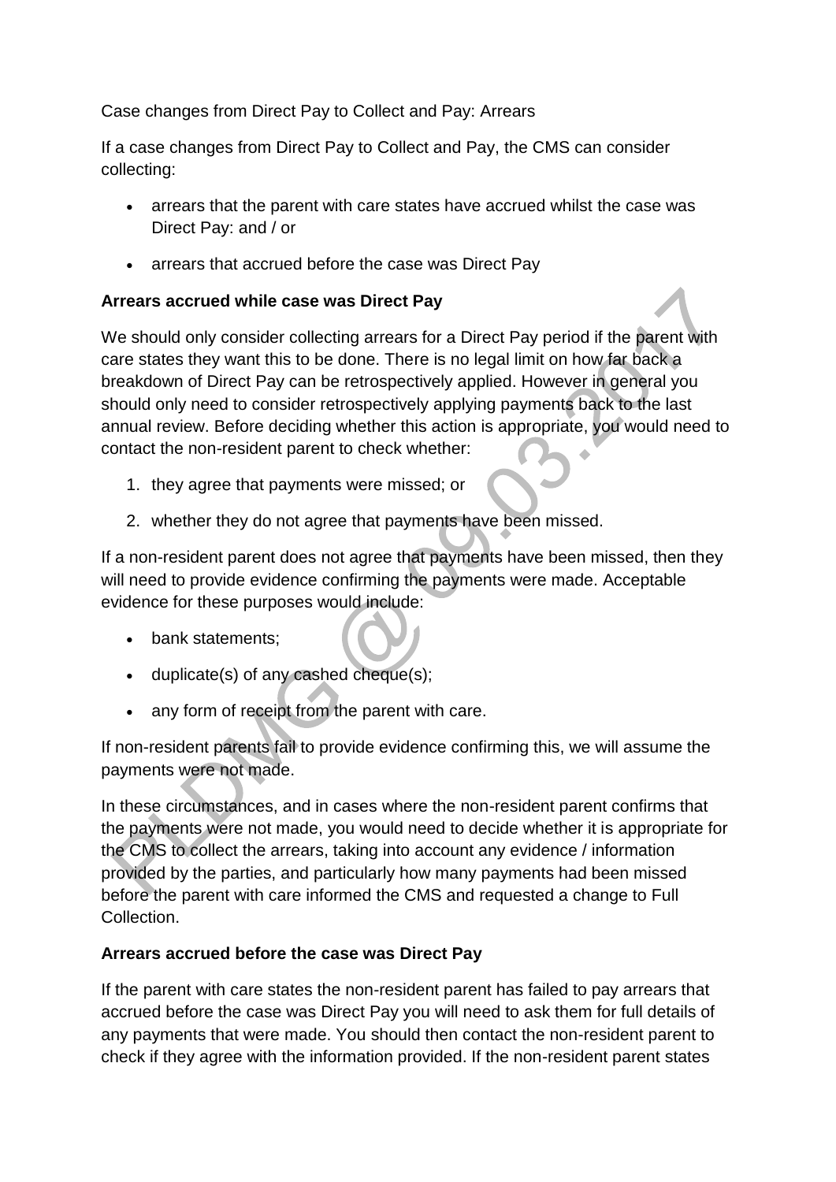Case changes from Direct Pay to Collect and Pay: Arrears

If a case changes from Direct Pay to Collect and Pay, the CMS can consider collecting:

- arrears that the parent with care states have accrued whilst the case was Direct Pay: and / or
- arrears that accrued before the case was Direct Pay

**Arrears accrued while case was Direct Pay**

We should only consider collecting arrears for a Direct Pay period if the parent with care states they want this to be done. There is no legal limit on how far back a breakdown of Direct Pay can be retrospectively applied. However in general you should only need to consider retrospectively applying payments back to the last annual review. Before deciding whether this action is appropriate, you would need to contact the non-resident parent to check whether:

1. they agree that payments were missed; or
2. whether they do not agree that payments have been missed.

If a non-resident parent does not agree that payments have been missed, then they will need to provide evidence confirming the payments were made. Acceptable evidence for these purposes would include:

- bank statements;
- duplicate(s) of any cashed cheque(s);
- any form of receipt from the parent with care.

If non-resident parents fail to provide evidence confirming this, we will assume the payments were not made.

In these circumstances, and in cases where the non-resident parent confirms that the payments were not made, you would need to decide whether it is appropriate for the CMS to collect the arrears, taking into account any evidence / information provided by the parties, and particularly how many payments had been missed before the parent with care informed the CMS and requested a change to Full Collection.

**Arrears accrued before the case was Direct Pay**

If the parent with care states the non-resident parent has failed to pay arrears that accrued before the case was Direct Pay you will need to ask them for full details of any payments that were made. You should then contact the non-resident parent to check if they agree with the information provided. If the non-resident parent states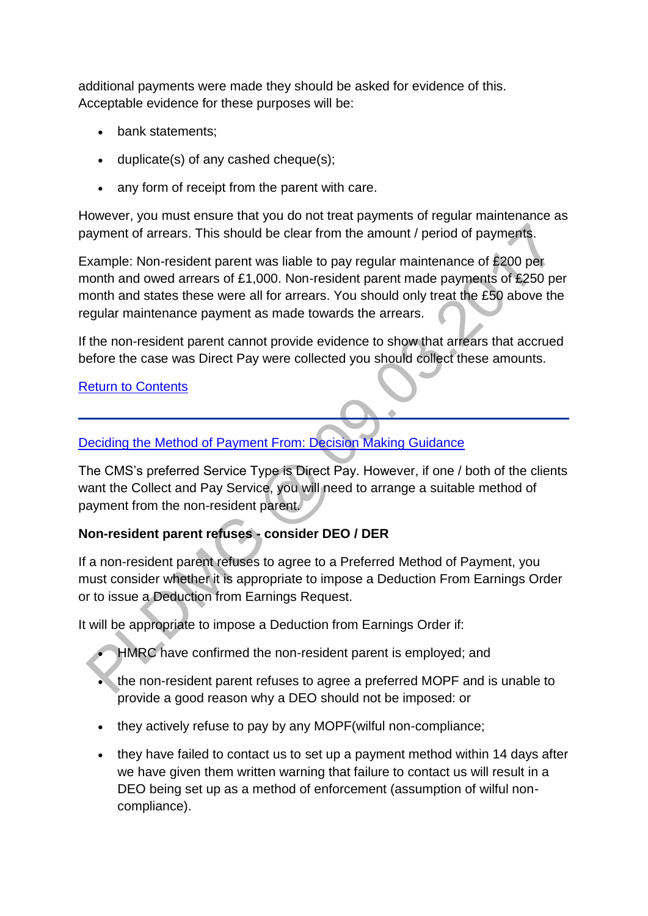additional payments were made they should be asked for evidence of this. Acceptable evidence for these purposes will be:

- bank statements;
- duplicate(s) of any cashed cheque(s);
- any form of receipt from the parent with care.

However, you must ensure that you do not treat payments of regular maintenance as payment of arrears. This should be clear from the amount / period of payments.

Example: Non-resident parent was liable to pay regular maintenance of £200 per month and owed arrears of £1,000. Non-resident parent made payments of £250 per month and states these were all for arrears. You should only treat the £50 above the regular maintenance payment as made towards the arrears.

If the non-resident parent cannot provide evidence to show that arrears that accrued before the case was Direct Pay were collected you should collect these amounts.

Return to Contents

---

Deciding the Method of Payment From: Decision Making Guidance

The CMS's preferred Service Type is Direct Pay. However, if one / both of the clients want the Collect and Pay Service, you will need to arrange a suitable method of payment from the non-resident parent.

**Non-resident parent refuses - consider DEO / DER**

If a non-resident parent refuses to agree to a Preferred Method of Payment, you must consider whether it is appropriate to impose a Deduction From Earnings Order or to issue a Deduction from Earnings Request.

It will be appropriate to impose a Deduction from Earnings Order if:

- HMRC have confirmed the non-resident parent is employed; and
- the non-resident parent refuses to agree a preferred MOPF and is unable to provide a good reason why a DEO should not be imposed: or
- they actively refuse to pay by any MOPF(wilful non-compliance;
- they have failed to contact us to set up a payment method within 14 days after we have given them written warning that failure to contact us will result in a DEO being set up as a method of enforcement (assumption of wilful non-compliance).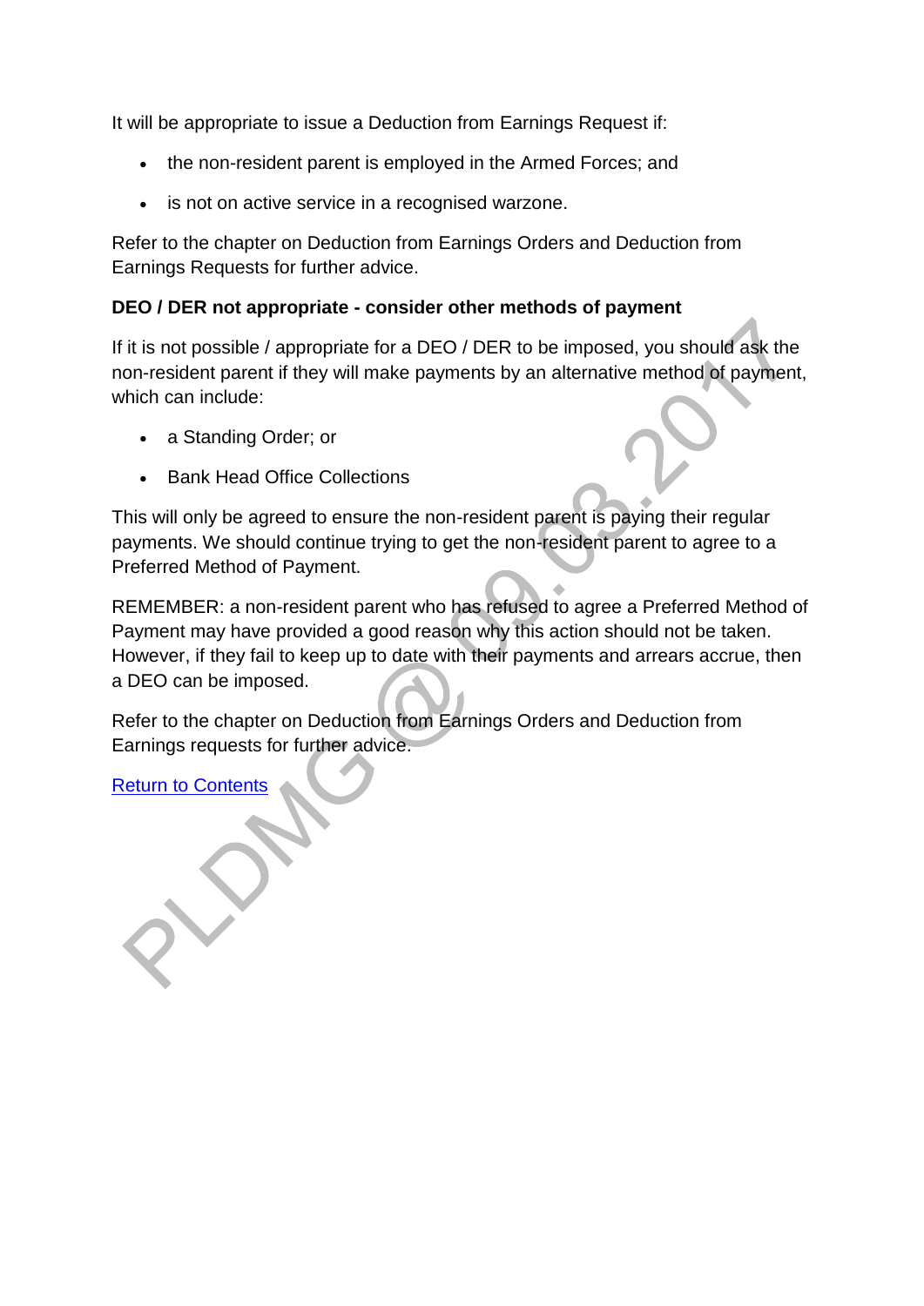It will be appropriate to issue a Deduction from Earnings Request if:

- the non-resident parent is employed in the Armed Forces; and
- is not on active service in a recognised warzone.

Refer to the chapter on Deduction from Earnings Orders and Deduction from Earnings Requests for further advice.

**DEO / DER not appropriate - consider other methods of payment**

If it is not possible / appropriate for a DEO / DER to be imposed, you should ask the non-resident parent if they will make payments by an alternative method of payment, which can include:

- a Standing Order; or
- Bank Head Office Collections

This will only be agreed to ensure the non-resident parent is paying their regular payments. We should continue trying to get the non-resident parent to agree to a Preferred Method of Payment.

REMEMBER: a non-resident parent who has refused to agree a Preferred Method of Payment may have provided a good reason why this action should not be taken. However, if they fail to keep up to date with their payments and arrears accrue, then a DEO can be imposed.

Refer to the chapter on Deduction from Earnings Orders and Deduction from Earnings requests for further advice.

Return to Contents